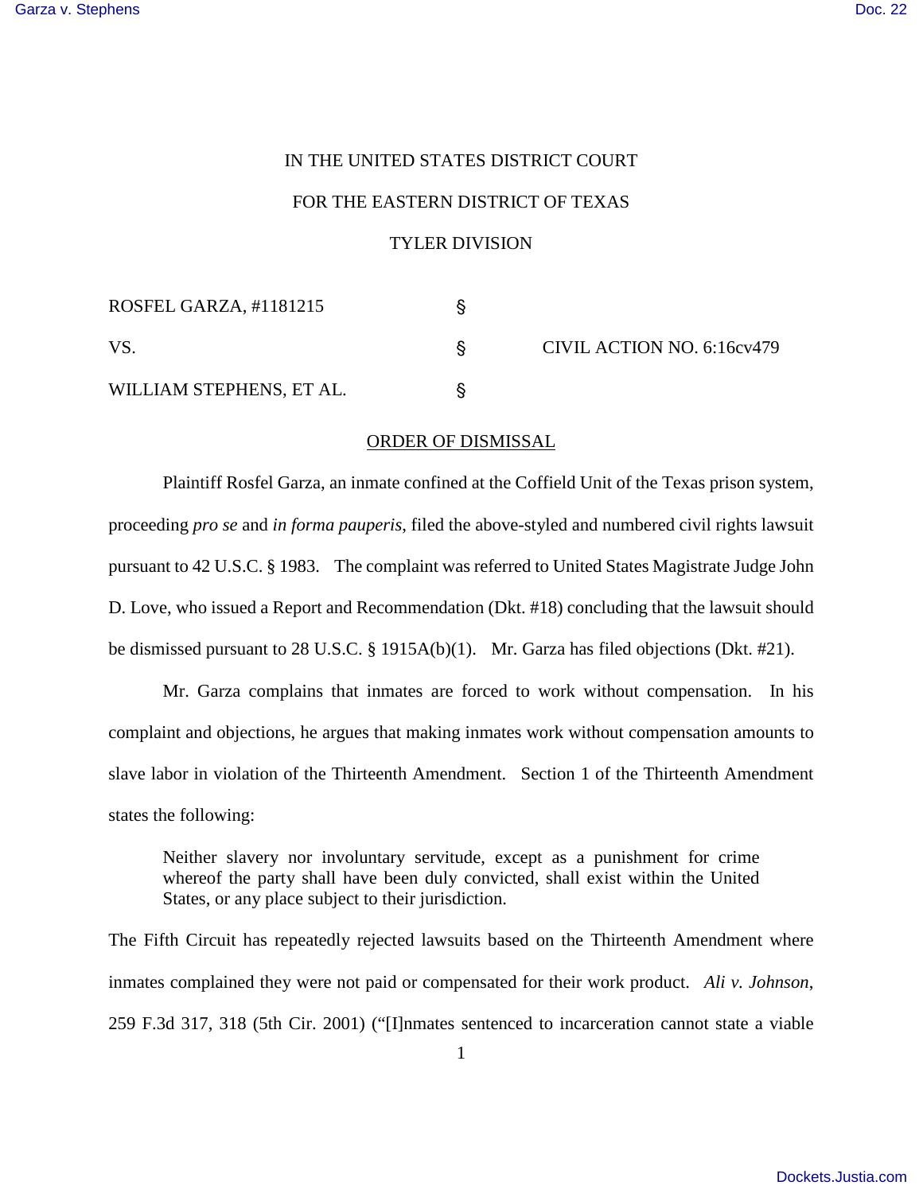IN THE UNITED STATES DISTRICT COURT

FOR THE EASTERN DISTRICT OF TEXAS

TYLER DIVISION

| | | |
|---|---|---|
| ROSFEL GARZA, #1181215 | § | |
| VS. | § | CIVIL ACTION NO. 6:16cv479 |
| WILLIAM STEPHENS, ET AL. | § | |

ORDER OF DISMISSAL

Plaintiff Rosfel Garza, an inmate confined at the Coffield Unit of the Texas prison system, proceeding *pro se* and *in forma pauperis*, filed the above-styled and numbered civil rights lawsuit pursuant to 42 U.S.C. § 1983. The complaint was referred to United States Magistrate Judge John D. Love, who issued a Report and Recommendation (Dkt. #18) concluding that the lawsuit should be dismissed pursuant to 28 U.S.C. § 1915A(b)(1). Mr. Garza has filed objections (Dkt. #21).

Mr. Garza complains that inmates are forced to work without compensation. In his complaint and objections, he argues that making inmates work without compensation amounts to slave labor in violation of the Thirteenth Amendment. Section 1 of the Thirteenth Amendment states the following:

> Neither slavery nor involuntary servitude, except as a punishment for crime whereof the party shall have been duly convicted, shall exist within the United States, or any place subject to their jurisdiction.

The Fifth Circuit has repeatedly rejected lawsuits based on the Thirteenth Amendment where inmates complained they were not paid or compensated for their work product. *Ali v. Johnson*, 259 F.3d 317, 318 (5th Cir. 2001) ("[I]nmates sentenced to incarceration cannot state a viable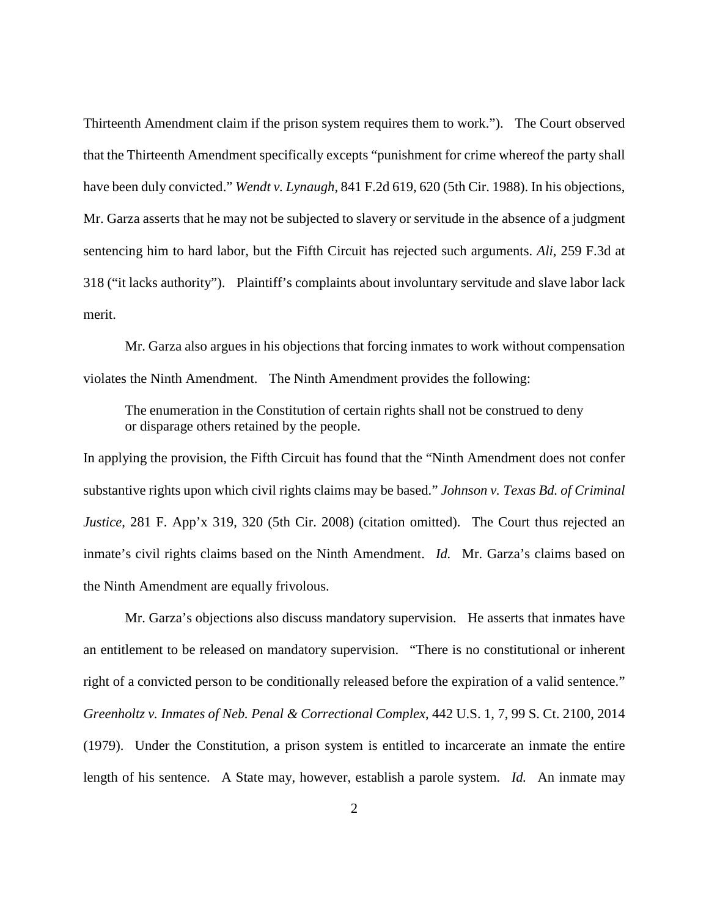Thirteenth Amendment claim if the prison system requires them to work."). The Court observed that the Thirteenth Amendment specifically excepts "punishment for crime whereof the party shall have been duly convicted." *Wendt v. Lynaugh*, 841 F.2d 619, 620 (5th Cir. 1988). In his objections, Mr. Garza asserts that he may not be subjected to slavery or servitude in the absence of a judgment sentencing him to hard labor, but the Fifth Circuit has rejected such arguments. *Ali*, 259 F.3d at 318 ("it lacks authority"). Plaintiff's complaints about involuntary servitude and slave labor lack merit.

Mr. Garza also argues in his objections that forcing inmates to work without compensation violates the Ninth Amendment. The Ninth Amendment provides the following:

> The enumeration in the Constitution of certain rights shall not be construed to deny or disparage others retained by the people.

In applying the provision, the Fifth Circuit has found that the "Ninth Amendment does not confer substantive rights upon which civil rights claims may be based." *Johnson v. Texas Bd. of Criminal Justice*, 281 F. App'x 319, 320 (5th Cir. 2008) (citation omitted). The Court thus rejected an inmate's civil rights claims based on the Ninth Amendment. *Id.* Mr. Garza's claims based on the Ninth Amendment are equally frivolous.

Mr. Garza's objections also discuss mandatory supervision. He asserts that inmates have an entitlement to be released on mandatory supervision. "There is no constitutional or inherent right of a convicted person to be conditionally released before the expiration of a valid sentence." *Greenholtz v. Inmates of Neb. Penal & Correctional Complex*, 442 U.S. 1, 7, 99 S. Ct. 2100, 2014 (1979). Under the Constitution, a prison system is entitled to incarcerate an inmate the entire length of his sentence. A State may, however, establish a parole system. *Id.* An inmate may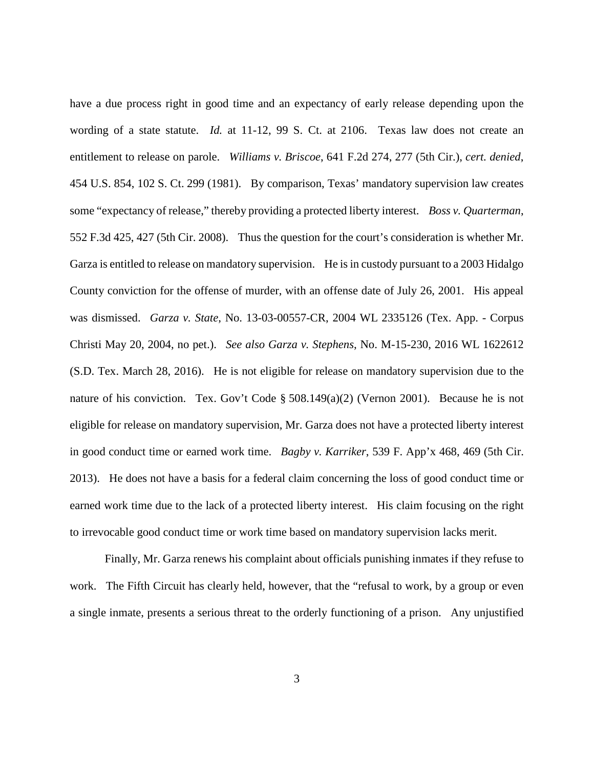have a due process right in good time and an expectancy of early release depending upon the wording of a state statute. *Id.* at 11-12, 99 S. Ct. at 2106. Texas law does not create an entitlement to release on parole. *Williams v. Briscoe*, 641 F.2d 274, 277 (5th Cir.), *cert. denied*, 454 U.S. 854, 102 S. Ct. 299 (1981). By comparison, Texas' mandatory supervision law creates some "expectancy of release," thereby providing a protected liberty interest. *Boss v. Quarterman*, 552 F.3d 425, 427 (5th Cir. 2008). Thus the question for the court's consideration is whether Mr. Garza is entitled to release on mandatory supervision. He is in custody pursuant to a 2003 Hidalgo County conviction for the offense of murder, with an offense date of July 26, 2001. His appeal was dismissed. *Garza v. State*, No. 13-03-00557-CR, 2004 WL 2335126 (Tex. App. - Corpus Christi May 20, 2004, no pet.). *See also Garza v. Stephens*, No. M-15-230, 2016 WL 1622612 (S.D. Tex. March 28, 2016). He is not eligible for release on mandatory supervision due to the nature of his conviction. Tex. Gov't Code § 508.149(a)(2) (Vernon 2001). Because he is not eligible for release on mandatory supervision, Mr. Garza does not have a protected liberty interest in good conduct time or earned work time. *Bagby v. Karriker*, 539 F. App'x 468, 469 (5th Cir. 2013). He does not have a basis for a federal claim concerning the loss of good conduct time or earned work time due to the lack of a protected liberty interest. His claim focusing on the right to irrevocable good conduct time or work time based on mandatory supervision lacks merit.

Finally, Mr. Garza renews his complaint about officials punishing inmates if they refuse to work. The Fifth Circuit has clearly held, however, that the "refusal to work, by a group or even a single inmate, presents a serious threat to the orderly functioning of a prison. Any unjustified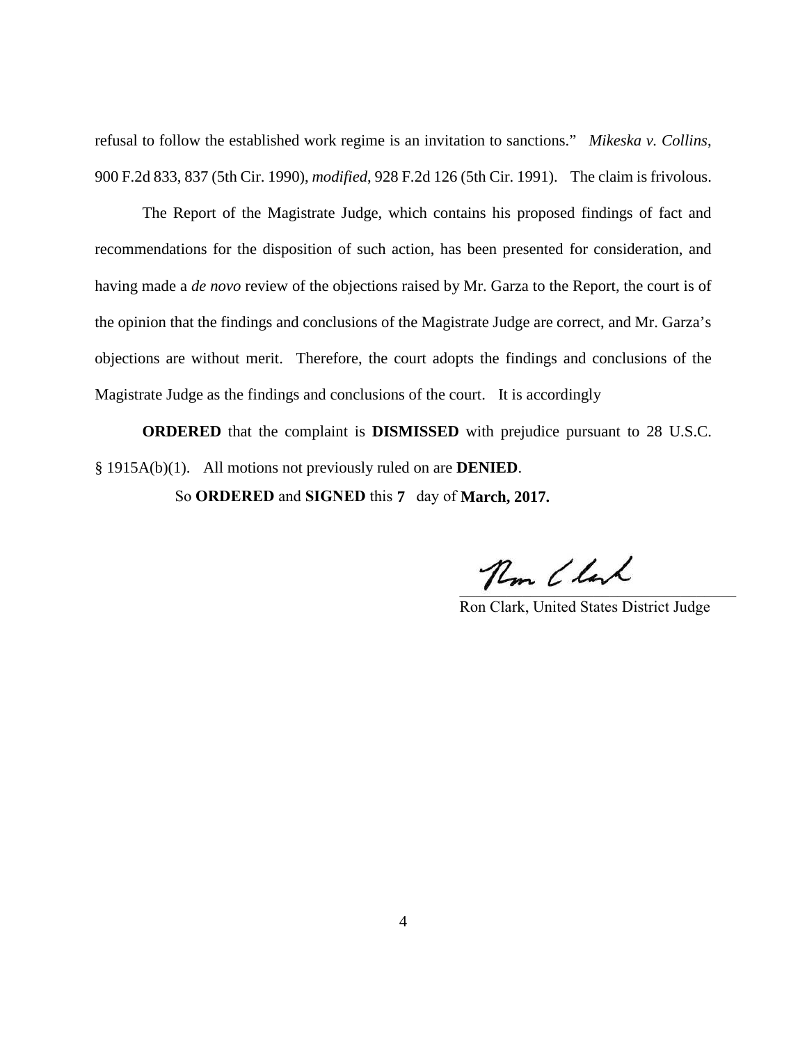refusal to follow the established work regime is an invitation to sanctions." *Mikeska v. Collins*, 900 F.2d 833, 837 (5th Cir. 1990), *modified*, 928 F.2d 126 (5th Cir. 1991). The claim is frivolous.

The Report of the Magistrate Judge, which contains his proposed findings of fact and recommendations for the disposition of such action, has been presented for consideration, and having made a *de novo* review of the objections raised by Mr. Garza to the Report, the court is of the opinion that the findings and conclusions of the Magistrate Judge are correct, and Mr. Garza's objections are without merit. Therefore, the court adopts the findings and conclusions of the Magistrate Judge as the findings and conclusions of the court. It is accordingly

**ORDERED** that the complaint is **DISMISSED** with prejudice pursuant to 28 U.S.C. § 1915A(b)(1). All motions not previously ruled on are **DENIED**.

So **ORDERED** and **SIGNED** this **7** day of **March, 2017.**

Ron Clark, United States District Judge